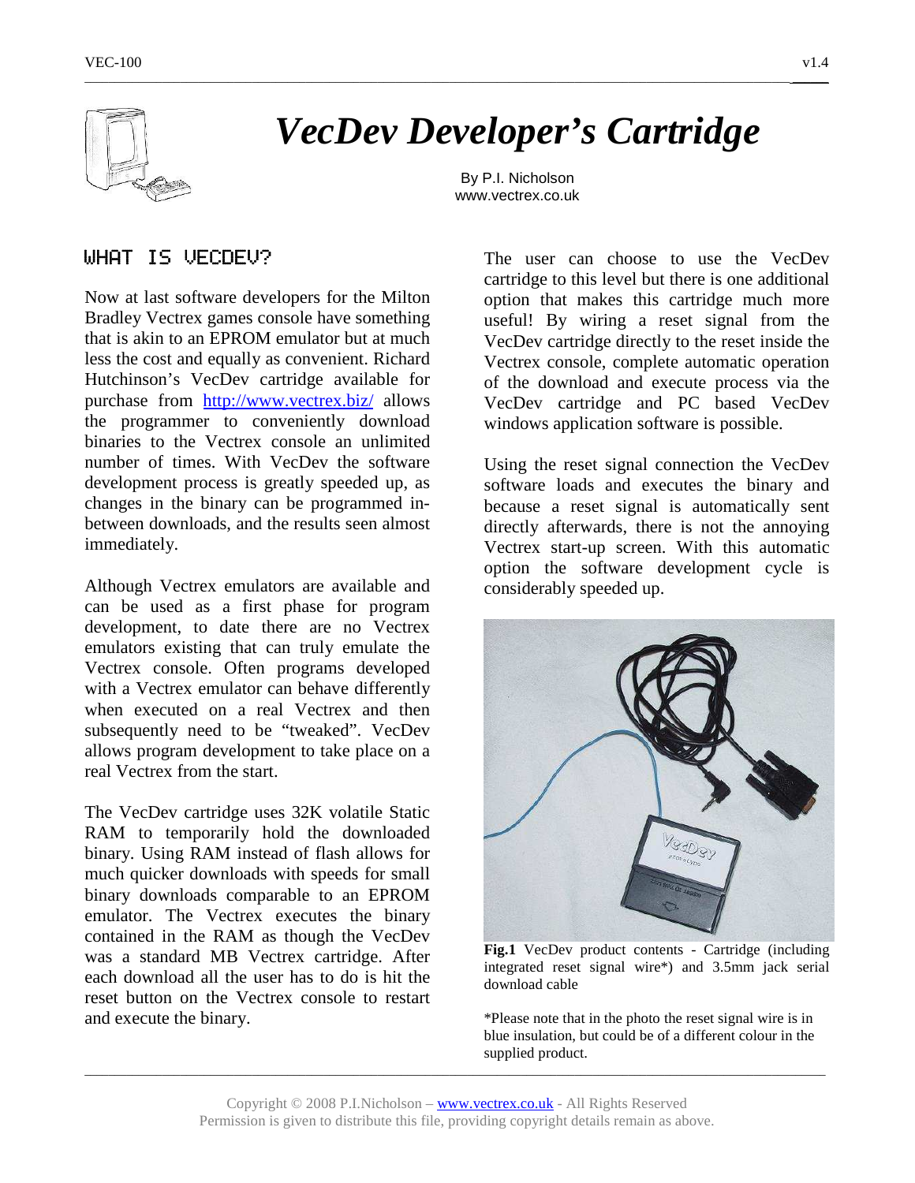# *VecDev Developer's Cartridge*

By P.I. Nicholson
www.vectrex.co.uk

## WHAT IS VECDEV?

Now at last software developers for the Milton Bradley Vectrex games console have something that is akin to an EPROM emulator but at much less the cost and equally as convenient. Richard Hutchinson's VecDev cartridge available for purchase from http://www.vectrex.biz/ allows the programmer to conveniently download binaries to the Vectrex console an unlimited number of times. With VecDev the software development process is greatly speeded up, as changes in the binary can be programmed in-between downloads, and the results seen almost immediately.

Although Vectrex emulators are available and can be used as a first phase for program development, to date there are no Vectrex emulators existing that can truly emulate the Vectrex console. Often programs developed with a Vectrex emulator can behave differently when executed on a real Vectrex and then subsequently need to be "tweaked". VecDev allows program development to take place on a real Vectrex from the start.

The VecDev cartridge uses 32K volatile Static RAM to temporarily hold the downloaded binary. Using RAM instead of flash allows for much quicker downloads with speeds for small binary downloads comparable to an EPROM emulator. The Vectrex executes the binary contained in the RAM as though the VecDev was a standard MB Vectrex cartridge. After each download all the user has to do is hit the reset button on the Vectrex console to restart and execute the binary.

The user can choose to use the VecDev cartridge to this level but there is one additional option that makes this cartridge much more useful! By wiring a reset signal from the VecDev cartridge directly to the reset inside the Vectrex console, complete automatic operation of the download and execute process via the VecDev cartridge and PC based VecDev windows application software is possible.

Using the reset signal connection the VecDev software loads and executes the binary and because a reset signal is automatically sent directly afterwards, there is not the annoying Vectrex start-up screen. With this automatic option the software development cycle is considerably speeded up.

**Fig.1** VecDev product contents - Cartridge (including integrated reset signal wire*) and 3.5mm jack serial download cable

*Please note that in the photo the reset signal wire is in blue insulation, but could be of a different colour in the supplied product.

Copyright © 2008 P.I.Nicholson – www.vectrex.co.uk - All Rights Reserved
Permission is given to distribute this file, providing copyright details remain as above.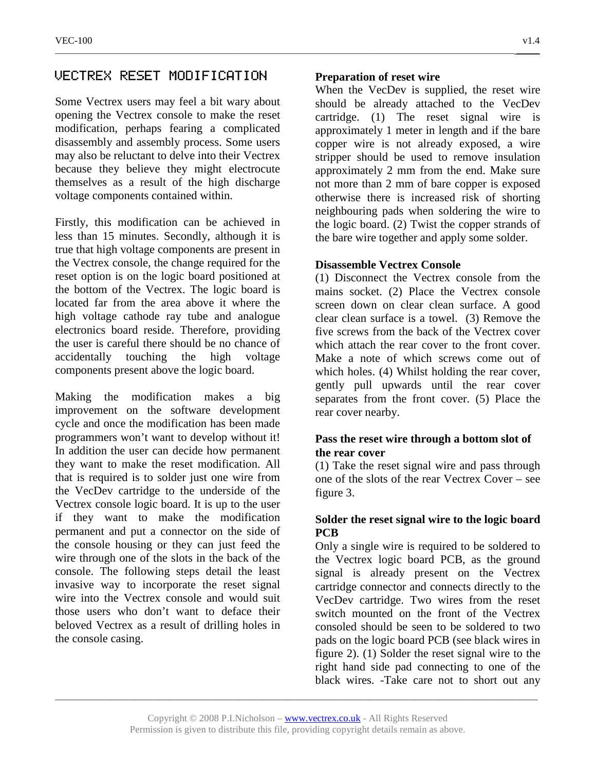# VECTREX RESET MODIFICATION

Some Vectrex users may feel a bit wary about opening the Vectrex console to make the reset modification, perhaps fearing a complicated disassembly and assembly process. Some users may also be reluctant to delve into their Vectrex because they believe they might electrocute themselves as a result of the high discharge voltage components contained within.

Firstly, this modification can be achieved in less than 15 minutes. Secondly, although it is true that high voltage components are present in the Vectrex console, the change required for the reset option is on the logic board positioned at the bottom of the Vectrex. The logic board is located far from the area above it where the high voltage cathode ray tube and analogue electronics board reside. Therefore, providing the user is careful there should be no chance of accidentally touching the high voltage components present above the logic board.

Making the modification makes a big improvement on the software development cycle and once the modification has been made programmers won't want to develop without it! In addition the user can decide how permanent they want to make the reset modification. All that is required is to solder just one wire from the VecDev cartridge to the underside of the Vectrex console logic board. It is up to the user if they want to make the modification permanent and put a connector on the side of the console housing or they can just feed the wire through one of the slots in the back of the console. The following steps detail the least invasive way to incorporate the reset signal wire into the Vectrex console and would suit those users who don't want to deface their beloved Vectrex as a result of drilling holes in the console casing.

**Preparation of reset wire**

When the VecDev is supplied, the reset wire should be already attached to the VecDev cartridge. (1) The reset signal wire is approximately 1 meter in length and if the bare copper wire is not already exposed, a wire stripper should be used to remove insulation approximately 2 mm from the end. Make sure not more than 2 mm of bare copper is exposed otherwise there is increased risk of shorting neighbouring pads when soldering the wire to the logic board. (2) Twist the copper strands of the bare wire together and apply some solder.

**Disassemble Vectrex Console**

(1) Disconnect the Vectrex console from the mains socket. (2) Place the Vectrex console screen down on clear clean surface. A good clear clean surface is a towel. (3) Remove the five screws from the back of the Vectrex cover which attach the rear cover to the front cover. Make a note of which screws come out of which holes. (4) Whilst holding the rear cover, gently pull upwards until the rear cover separates from the front cover. (5) Place the rear cover nearby.

**Pass the reset wire through a bottom slot of the rear cover**

(1) Take the reset signal wire and pass through one of the slots of the rear Vectrex Cover – see figure 3.

**Solder the reset signal wire to the logic board PCB**

Only a single wire is required to be soldered to the Vectrex logic board PCB, as the ground signal is already present on the Vectrex cartridge connector and connects directly to the VecDev cartridge. Two wires from the reset switch mounted on the front of the Vectrex consoled should be seen to be soldered to two pads on the logic board PCB (see black wires in figure 2). (1) Solder the reset signal wire to the right hand side pad connecting to one of the black wires. -Take care not to short out any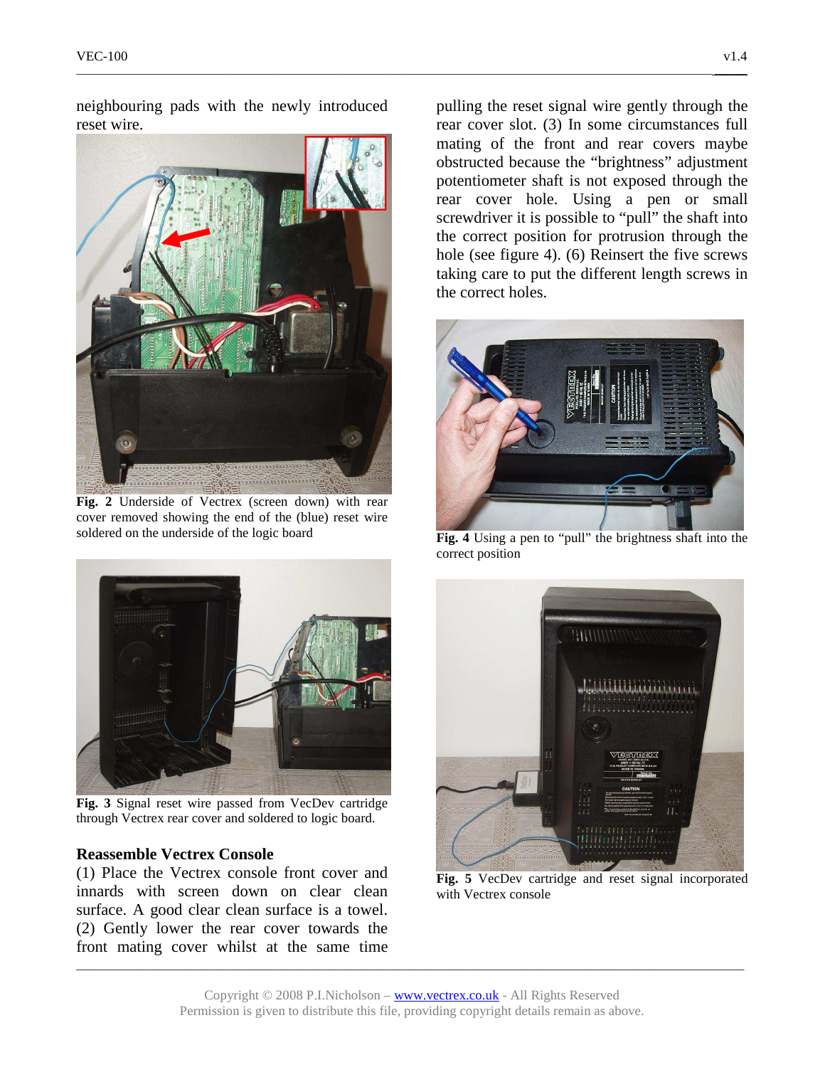neighbouring pads with the newly introduced reset wire.

**Fig. 2** Underside of Vectrex (screen down) with rear cover removed showing the end of the (blue) reset wire soldered on the underside of the logic board

**Fig. 3** Signal reset wire passed from VecDev cartridge through Vectrex rear cover and soldered to logic board.

### Reassemble Vectrex Console

(1) Place the Vectrex console front cover and innards with screen down on clear clean surface. A good clear clean surface is a towel. (2) Gently lower the rear cover towards the front mating cover whilst at the same time pulling the reset signal wire gently through the rear cover slot. (3) In some circumstances full mating of the front and rear covers maybe obstructed because the "brightness" adjustment potentiometer shaft is not exposed through the rear cover hole. Using a pen or small screwdriver it is possible to "pull" the shaft into the correct position for protrusion through the hole (see figure 4). (6) Reinsert the five screws taking care to put the different length screws in the correct holes.

**Fig. 4** Using a pen to "pull" the brightness shaft into the correct position

**Fig. 5** VecDev cartridge and reset signal incorporated with Vectrex console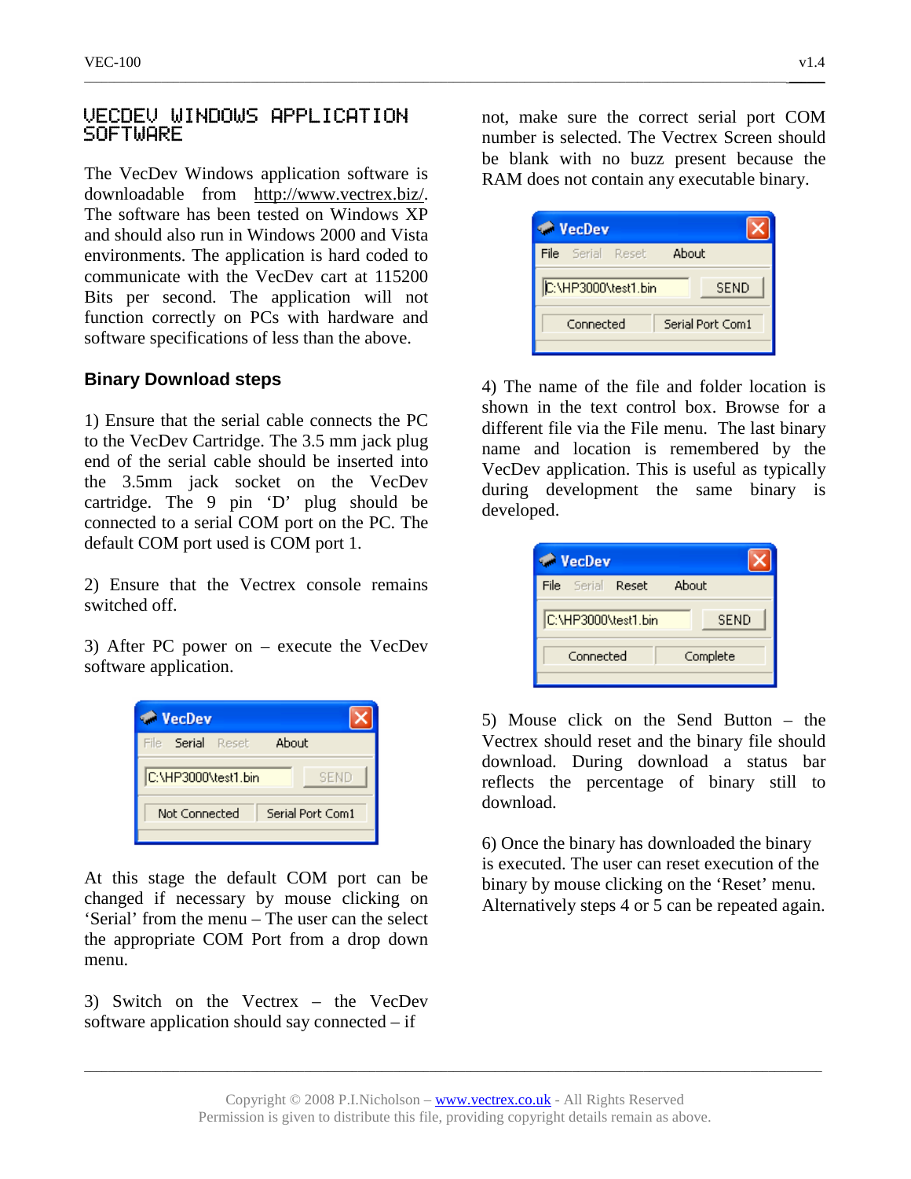# VECDEV WINDOWS APPLICATION SOFTWARE

The VecDev Windows application software is downloadable from http://www.vectrex.biz/. The software has been tested on Windows XP and should also run in Windows 2000 and Vista environments. The application is hard coded to communicate with the VecDev cart at 115200 Bits per second. The application will not function correctly on PCs with hardware and software specifications of less than the above.

## Binary Download steps

1) Ensure that the serial cable connects the PC to the VecDev Cartridge. The 3.5 mm jack plug end of the serial cable should be inserted into the 3.5mm jack socket on the VecDev cartridge. The 9 pin 'D' plug should be connected to a serial COM port on the PC. The default COM port used is COM port 1.

2) Ensure that the Vectrex console remains switched off.

3) After PC power on – execute the VecDev software application.

At this stage the default COM port can be changed if necessary by mouse clicking on 'Serial' from the menu – The user can the select the appropriate COM Port from a drop down menu.

3) Switch on the Vectrex – the VecDev software application should say connected – if not, make sure the correct serial port COM number is selected. The Vectrex Screen should be blank with no buzz present because the RAM does not contain any executable binary.

4) The name of the file and folder location is shown in the text control box. Browse for a different file via the File menu. The last binary name and location is remembered by the VecDev application. This is useful as typically during development the same binary is developed.

5) Mouse click on the Send Button – the Vectrex should reset and the binary file should download. During download a status bar reflects the percentage of binary still to download.

6) Once the binary has downloaded the binary is executed. The user can reset execution of the binary by mouse clicking on the 'Reset' menu. Alternatively steps 4 or 5 can be repeated again.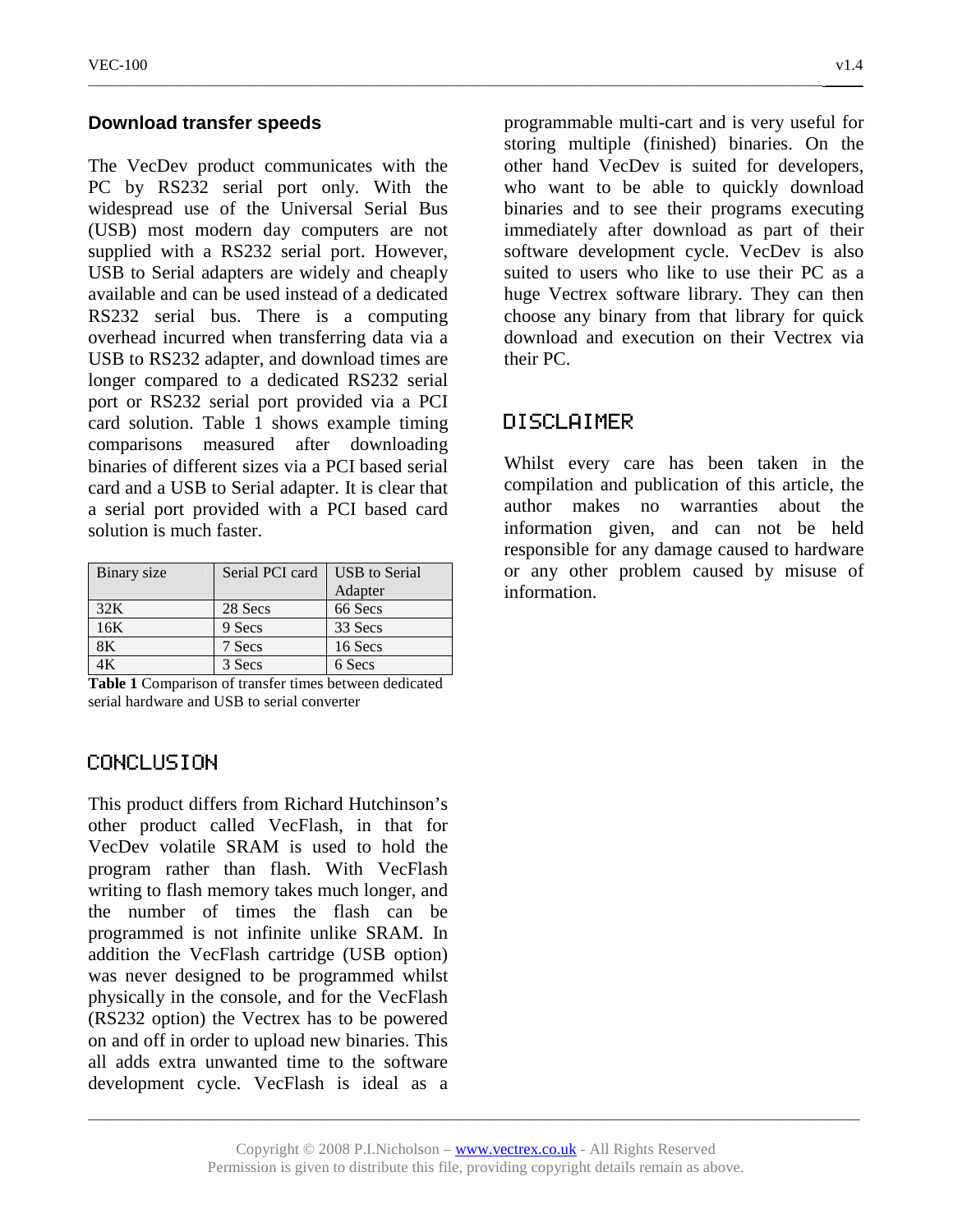## Download transfer speeds

The VecDev product communicates with the PC by RS232 serial port only. With the widespread use of the Universal Serial Bus (USB) most modern day computers are not supplied with a RS232 serial port. However, USB to Serial adapters are widely and cheaply available and can be used instead of a dedicated RS232 serial bus. There is a computing overhead incurred when transferring data via a USB to RS232 adapter, and download times are longer compared to a dedicated RS232 serial port or RS232 serial port provided via a PCI card solution. Table 1 shows example timing comparisons measured after downloading binaries of different sizes via a PCI based serial card and a USB to Serial adapter. It is clear that a serial port provided with a PCI based card solution is much faster.

| Binary size | Serial PCI card | USB to Serial Adapter |
|---|---|---|
| 32K | 28 Secs | 66 Secs |
| 16K | 9 Secs | 33 Secs |
| 8K | 7 Secs | 16 Secs |
| 4K | 3 Secs | 6 Secs |

**Table 1** Comparison of transfer times between dedicated serial hardware and USB to serial converter

## CONCLUSION

This product differs from Richard Hutchinson's other product called VecFlash, in that for VecDev volatile SRAM is used to hold the program rather than flash. With VecFlash writing to flash memory takes much longer, and the number of times the flash can be programmed is not infinite unlike SRAM. In addition the VecFlash cartridge (USB option) was never designed to be programmed whilst physically in the console, and for the VecFlash (RS232 option) the Vectrex has to be powered on and off in order to upload new binaries. This all adds extra unwanted time to the software development cycle. VecFlash is ideal as a programmable multi-cart and is very useful for storing multiple (finished) binaries. On the other hand VecDev is suited for developers, who want to be able to quickly download binaries and to see their programs executing immediately after download as part of their software development cycle. VecDev is also suited to users who like to use their PC as a huge Vectrex software library. They can then choose any binary from that library for quick download and execution on their Vectrex via their PC.

## DISCLAIMER

Whilst every care has been taken in the compilation and publication of this article, the author makes no warranties about the information given, and can not be held responsible for any damage caused to hardware or any other problem caused by misuse of information.

Copyright © 2008 P.I.Nicholson – www.vectrex.co.uk - All Rights Reserved
Permission is given to distribute this file, providing copyright details remain as above.